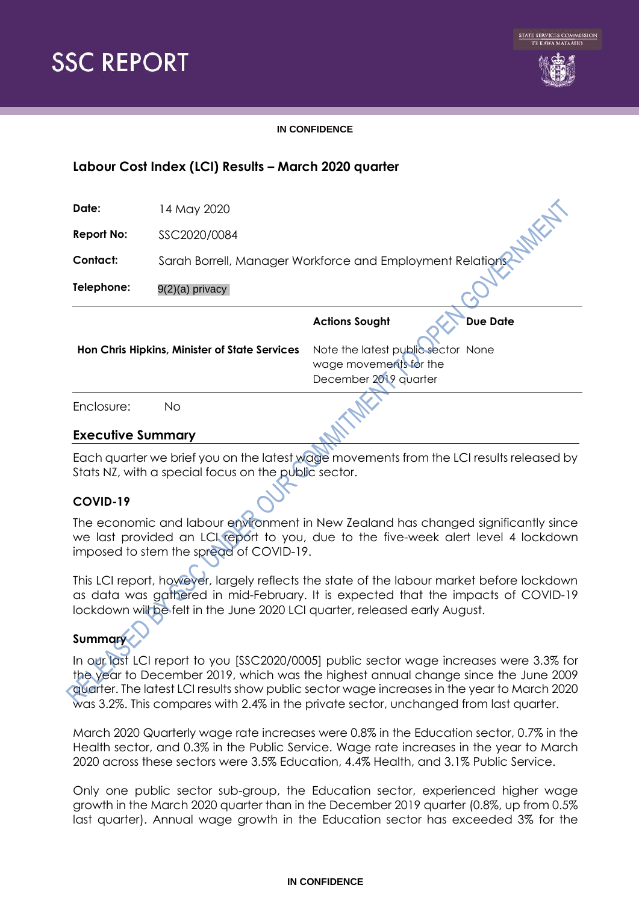**IN CONFIDENCE**

# SSC REPORT

## Labour Cost Index (LCI) Results – March 2020 quarter

| | |
|---|---|
| **Date:** | 14 May 2020 |
| **Report No:** | SSC2020/0084 |
| **Contact:** | Sarah Borrell, Manager Workforce and Employment Relations |
| **Telephone:** | 9(2)(a) privacy |

| | Actions Sought | Due Date |
|---|---|---|
| **Hon Chris Hipkins, Minister of State Services** | Note the latest public sector wage movements for the December 2019 quarter | None |

Enclosure: No

## Executive Summary

Each quarter we brief you on the latest wage movements from the LCI results released by Stats NZ, with a special focus on the public sector.

### COVID-19

The economic and labour environment in New Zealand has changed significantly since we last provided an LCI report to you, due to the five-week alert level 4 lockdown imposed to stem the spread of COVID-19.

This LCI report, however, largely reflects the state of the labour market before lockdown as data was gathered in mid-February. It is expected that the impacts of COVID-19 lockdown will be felt in the June 2020 LCI quarter, released early August.

### Summary

In our last LCI report to you [SSC2020/0005] public sector wage increases were 3.3% for the year to December 2019, which was the highest annual change since the June 2009 quarter. The latest LCI results show public sector wage increases in the year to March 2020 was 3.2%. This compares with 2.4% in the private sector, unchanged from last quarter.

March 2020 Quarterly wage rate increases were 0.8% in the Education sector, 0.7% in the Health sector, and 0.3% in the Public Service. Wage rate increases in the year to March 2020 across these sectors were 3.5% Education, 4.4% Health, and 3.1% Public Service.

Only one public sector sub-group, the Education sector, experienced higher wage growth in the March 2020 quarter than in the December 2019 quarter (0.8%, up from 0.5% last quarter). Annual wage growth in the Education sector has exceeded 3% for the

**IN CONFIDENCE**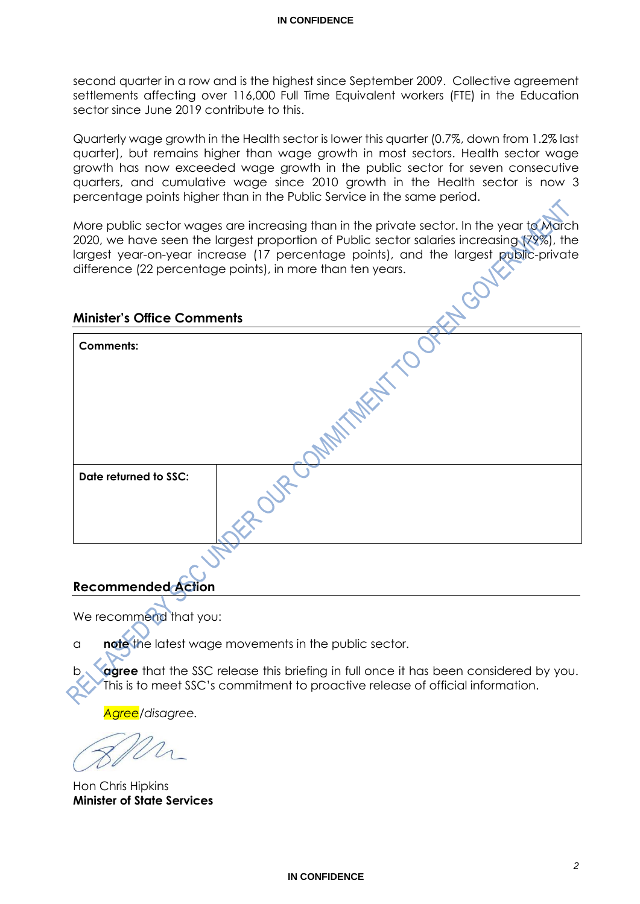second quarter in a row and is the highest since September 2009. Collective agreement settlements affecting over 116,000 Full Time Equivalent workers (FTE) in the Education sector since June 2019 contribute to this.

Quarterly wage growth in the Health sector is lower this quarter (0.7%, down from 1.2% last quarter), but remains higher than wage growth in most sectors. Health sector wage growth has now exceeded wage growth in the public sector for seven consecutive quarters, and cumulative wage since 2010 growth in the Health sector is now 3 percentage points higher than in the Public Service in the same period.

More public sector wages are increasing than in the private sector. In the year to March 2020, we have seen the largest proportion of Public sector salaries increasing (79%), the largest year-on-year increase (17 percentage points), and the largest public-private difference (22 percentage points), in more than ten years.

## Minister's Office Comments

| **Comments:** | |
|---|---|
| **Date returned to SSC:** | |

## Recommended Action

We recommend that you:

a **note** the latest wage movements in the public sector.

b **agree** that the SSC release this briefing in full once it has been considered by you. This is to meet SSC's commitment to proactive release of official information.

*Agree/disagree.*

Hon Chris Hipkins
**Minister of State Services**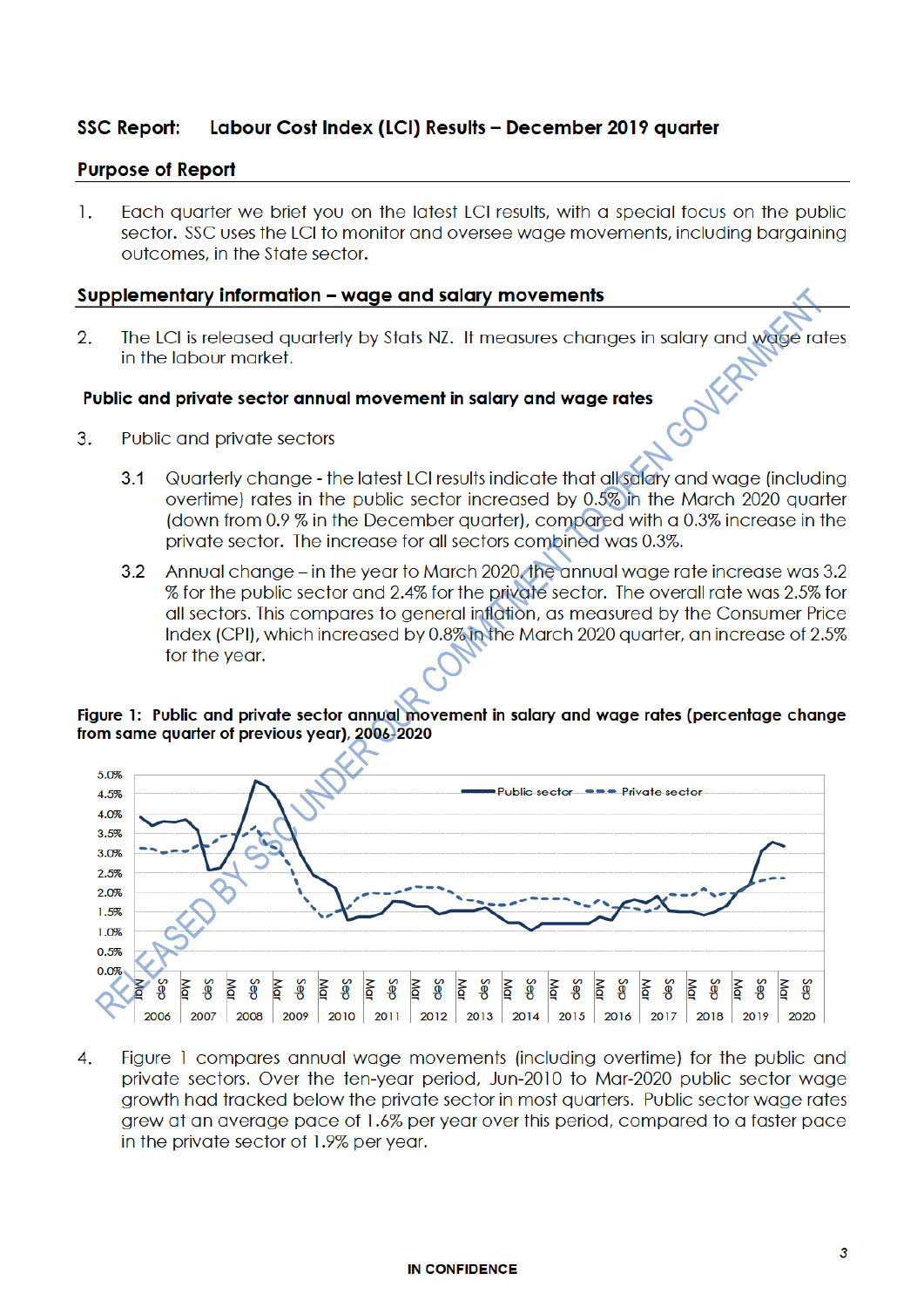**SSC Report: Labour Cost Index (LCI) Results – December 2019 quarter**

## Purpose of Report

1. Each quarter we brief you on the latest LCI results, with a special focus on the public sector. SSC uses the LCI to monitor and oversee wage movements, including bargaining outcomes, in the State sector.

## Supplementary information – wage and salary movements

2. The LCI is released quarterly by Stats NZ. It measures changes in salary and wage rates in the labour market.

### Public and private sector annual movement in salary and wage rates

3. Public and private sectors

   3.1 Quarterly change - the latest LCI results indicate that all salary and wage (including overtime) rates in the public sector increased by 0.5% in the March 2020 quarter (down from 0.9 % in the December quarter), compared with a 0.3% increase in the private sector. The increase for all sectors combined was 0.3%.

   3.2 Annual change – in the year to March 2020, the annual wage rate increase was 3.2 % for the public sector and 2.4% for the private sector. The overall rate was 2.5% for all sectors. This compares to general inflation, as measured by the Consumer Price Index (CPI), which increased by 0.8% in the March 2020 quarter, an increase of 2.5% for the year.

**Figure 1: Public and private sector annual movement in salary and wage rates (percentage change from same quarter of previous year), 2006-2020**

4. Figure 1 compares annual wage movements (including overtime) for the public and private sectors. Over the ten-year period, Jun-2010 to Mar-2020 public sector wage growth had tracked below the private sector in most quarters. Public sector wage rates grew at an average pace of 1.6% per year over this period, compared to a faster pace in the private sector of 1.9% per year.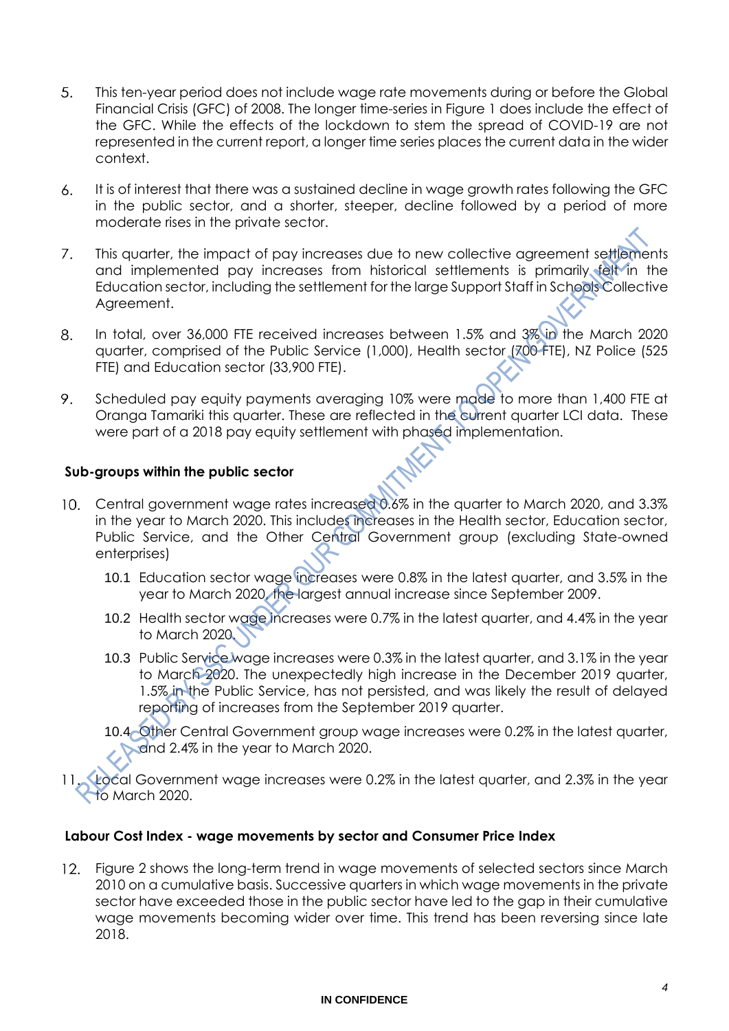5. This ten-year period does not include wage rate movements during or before the Global Financial Crisis (GFC) of 2008. The longer time-series in Figure 1 does include the effect of the GFC. While the effects of the lockdown to stem the spread of COVID-19 are not represented in the current report, a longer time series places the current data in the wider context.

6. It is of interest that there was a sustained decline in wage growth rates following the GFC in the public sector, and a shorter, steeper, decline followed by a period of more moderate rises in the private sector.

7. This quarter, the impact of pay increases due to new collective agreement settlements and implemented pay increases from historical settlements is primarily felt in the Education sector, including the settlement for the large Support Staff in Schools Collective Agreement.

8. In total, over 36,000 FTE received increases between 1.5% and 3% in the March 2020 quarter, comprised of the Public Service (1,000), Health sector (700 FTE), NZ Police (525 FTE) and Education sector (33,900 FTE).

9. Scheduled pay equity payments averaging 10% were made to more than 1,400 FTE at Oranga Tamariki this quarter. These are reflected in the current quarter LCI data. These were part of a 2018 pay equity settlement with phased implementation.

**Sub-groups within the public sector**

10. Central government wage rates increased 0.6% in the quarter to March 2020, and 3.3% in the year to March 2020. This includes increases in the Health sector, Education sector, Public Service, and the Other Central Government group (excluding State-owned enterprises)

    10.1 Education sector wage increases were 0.8% in the latest quarter, and 3.5% in the year to March 2020, the largest annual increase since September 2009.

    10.2 Health sector wage increases were 0.7% in the latest quarter, and 4.4% in the year to March 2020.

    10.3 Public Service wage increases were 0.3% in the latest quarter, and 3.1% in the year to March 2020. The unexpectedly high increase in the December 2019 quarter, 1.5% in the Public Service, has not persisted, and was likely the result of delayed reporting of increases from the September 2019 quarter.

    10.4 Other Central Government group wage increases were 0.2% in the latest quarter, and 2.4% in the year to March 2020.

11. Local Government wage increases were 0.2% in the latest quarter, and 2.3% in the year to March 2020.

**Labour Cost Index - wage movements by sector and Consumer Price Index**

12. Figure 2 shows the long-term trend in wage movements of selected sectors since March 2010 on a cumulative basis. Successive quarters in which wage movements in the private sector have exceeded those in the public sector have led to the gap in their cumulative wage movements becoming wider over time. This trend has been reversing since late 2018.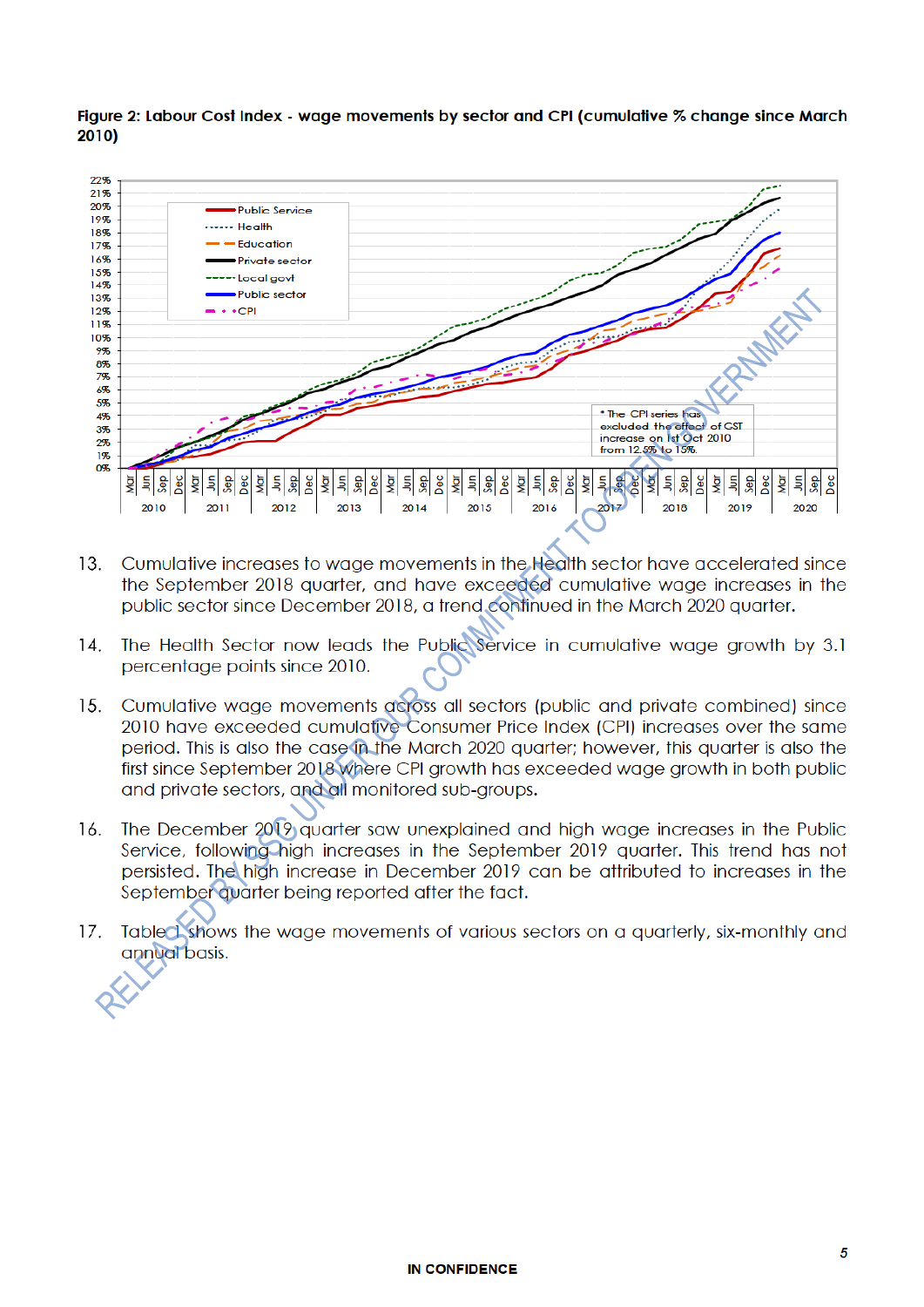**Figure 2: Labour Cost Index - wage movements by sector and CPI (cumulative % change since March 2010)**

\* The CPI series has excluded the effect of GST increase on 1st Oct 2010 from 12.5% to 15%.

13. Cumulative increases to wage movements in the Health sector have accelerated since the September 2018 quarter, and have exceeded cumulative wage increases in the public sector since December 2018, a trend continued in the March 2020 quarter.

14. The Health Sector now leads the Public Service in cumulative wage growth by 3.1 percentage points since 2010.

15. Cumulative wage movements across all sectors (public and private combined) since 2010 have exceeded cumulative Consumer Price Index (CPI) increases over the same period. This is also the case in the March 2020 quarter; however, this quarter is also the first since September 2018 where CPI growth has exceeded wage growth in both public and private sectors, and all monitored sub-groups.

16. The December 2019 quarter saw unexplained and high wage increases in the Public Service, following high increases in the September 2019 quarter. This trend has not persisted. The high increase in December 2019 can be attributed to increases in the September quarter being reported after the fact.

17. Table 1 shows the wage movements of various sectors on a quarterly, six-monthly and annual basis.

**IN CONFIDENCE**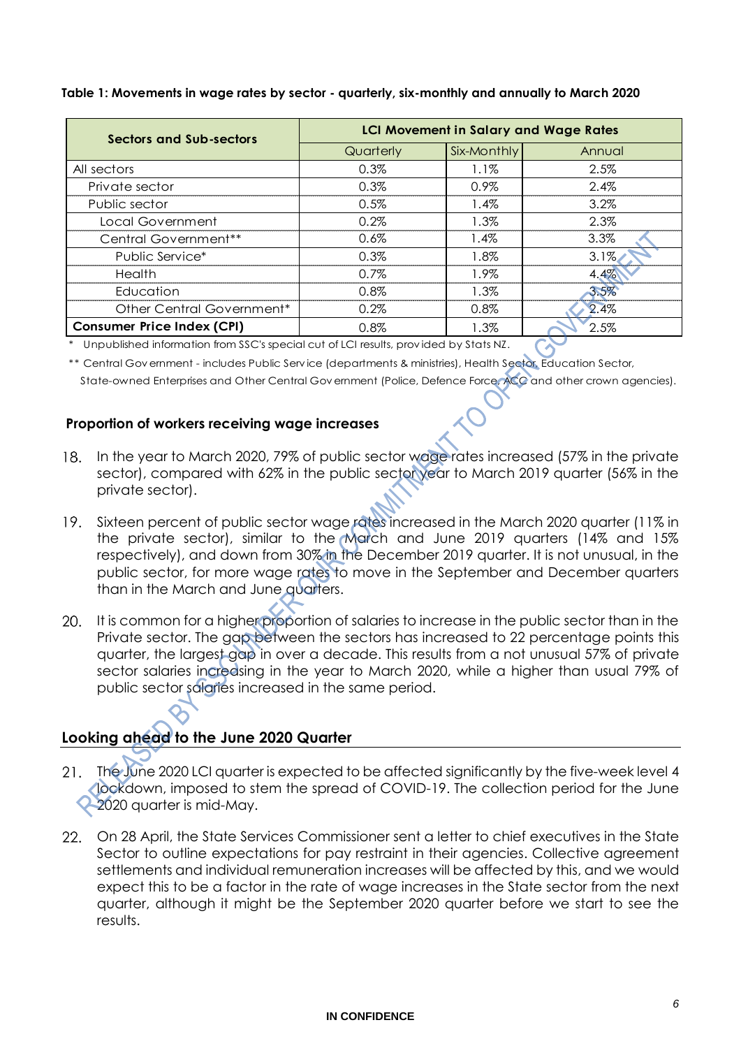**Table 1: Movements in wage rates by sector - quarterly, six-monthly and annually to March 2020**

| Sectors and Sub-sectors | LCI Movement in Salary and Wage Rates | | |
|---|---|---|---|
| | Quarterly | Six-Monthly | Annual |
| All sectors | 0.3% | 1.1% | 2.5% |
| Private sector | 0.3% | 0.9% | 2.4% |
| Public sector | 0.5% | 1.4% | 3.2% |
| Local Government | 0.2% | 1.3% | 2.3% |
| Central Government** | 0.6% | 1.4% | 3.3% |
| Public Service* | 0.3% | 1.8% | 3.1% |
| Health | 0.7% | 1.9% | 4.4% |
| Education | 0.8% | 1.3% | 3.5% |
| Other Central Government* | 0.2% | 0.8% | 2.4% |
| **Consumer Price Index (CPI)** | 0.8% | 1.3% | 2.5% |

\* Unpublished information from SSC's special cut of LCI results, provided by Stats NZ.

** Central Government - includes Public Service (departments & ministries), Health Sector, Education Sector, State-owned Enterprises and Other Central Government (Police, Defence Force, ACC and other crown agencies).

### Proportion of workers receiving wage increases

18. In the year to March 2020, 79% of public sector wage rates increased (57% in the private sector), compared with 62% in the public sector year to March 2019 quarter (56% in the private sector).

19. Sixteen percent of public sector wage rates increased in the March 2020 quarter (11% in the private sector), similar to the March and June 2019 quarters (14% and 15% respectively), and down from 30% in the December 2019 quarter. It is not unusual, in the public sector, for more wage rates to move in the September and December quarters than in the March and June quarters.

20. It is common for a higher proportion of salaries to increase in the public sector than in the Private sector. The gap between the sectors has increased to 22 percentage points this quarter, the largest gap in over a decade. This results from a not unusual 57% of private sector salaries increasing in the year to March 2020, while a higher than usual 79% of public sector salaries increased in the same period.

## Looking ahead to the June 2020 Quarter

21. The June 2020 LCI quarter is expected to be affected significantly by the five-week level 4 lockdown, imposed to stem the spread of COVID-19. The collection period for the June 2020 quarter is mid-May.

22. On 28 April, the State Services Commissioner sent a letter to chief executives in the State Sector to outline expectations for pay restraint in their agencies. Collective agreement settlements and individual remuneration increases will be affected by this, and we would expect this to be a factor in the rate of wage increases in the State sector from the next quarter, although it might be the September 2020 quarter before we start to see the results.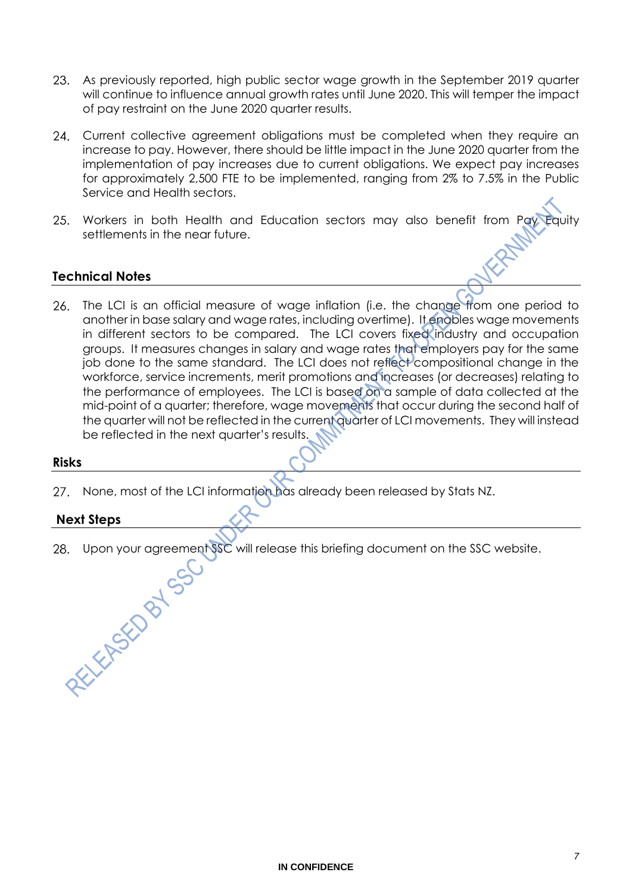23. As previously reported, high public sector wage growth in the September 2019 quarter will continue to influence annual growth rates until June 2020. This will temper the impact of pay restraint on the June 2020 quarter results.

24. Current collective agreement obligations must be completed when they require an increase to pay. However, there should be little impact in the June 2020 quarter from the implementation of pay increases due to current obligations. We expect pay increases for approximately 2,500 FTE to be implemented, ranging from 2% to 7.5% in the Public Service and Health sectors.

25. Workers in both Health and Education sectors may also benefit from Pay Equity settlements in the near future.

## Technical Notes

26. The LCI is an official measure of wage inflation (i.e. the change from one period to another in base salary and wage rates, including overtime). It enables wage movements in different sectors to be compared. The LCI covers fixed industry and occupation groups. It measures changes in salary and wage rates that employers pay for the same job done to the same standard. The LCI does not reflect compositional change in the workforce, service increments, merit promotions and increases (or decreases) relating to the performance of employees. The LCI is based on a sample of data collected at the mid-point of a quarter; therefore, wage movements that occur during the second half of the quarter will not be reflected in the current quarter of LCI movements. They will instead be reflected in the next quarter's results.

## Risks

27. None, most of the LCI information has already been released by Stats NZ.

## Next Steps

28. Upon your agreement SSC will release this briefing document on the SSC website.

RELEASED BY SSC UNDER OUR COMMITMENT TO OPEN GOVERNMENT

IN CONFIDENCE